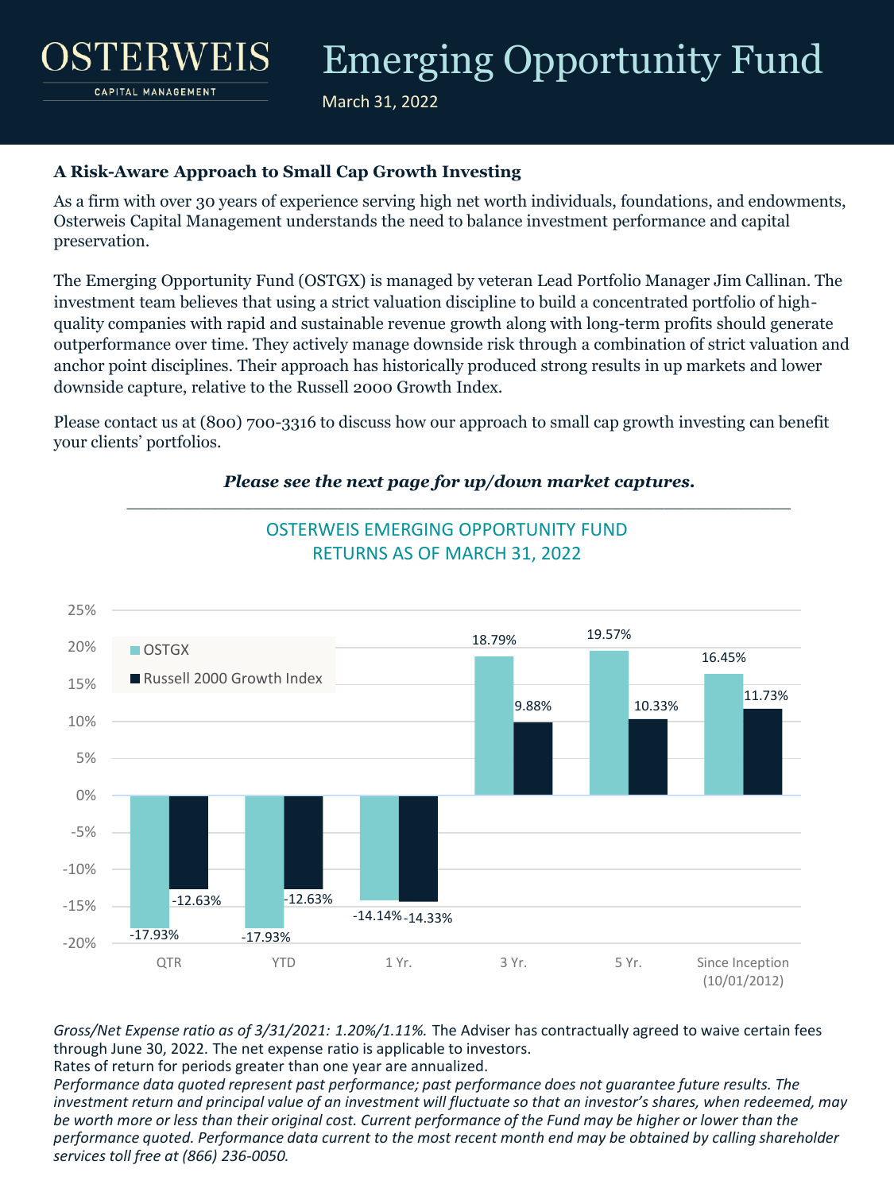# OSTERWEIS CAPITAL MANAGEMENT

# Emerging Opportunity Fund

March 31, 2022

### A Risk-Aware Approach to Small Cap Growth Investing

As a firm with over 30 years of experience serving high net worth individuals, foundations, and endowments, Osterweis Capital Management understands the need to balance investment performance and capital preservation.

The Emerging Opportunity Fund (OSTGX) is managed by veteran Lead Portfolio Manager Jim Callinan. The investment team believes that using a strict valuation discipline to build a concentrated portfolio of high-quality companies with rapid and sustainable revenue growth along with long-term profits should generate outperformance over time. They actively manage downside risk through a combination of strict valuation and anchor point disciplines. Their approach has historically produced strong results in up markets and lower downside capture, relative to the Russell 2000 Growth Index.

Please contact us at (800) 700-3316 to discuss how our approach to small cap growth investing can benefit your clients' portfolios.

***Please see the next page for up/down market captures.***

OSTERWEIS EMERGING OPPORTUNITY FUND
RETURNS AS OF MARCH 31, 2022

| | QTR | YTD | 1 Yr. | 3 Yr. | 5 Yr. | Since Inception (10/01/2012) |
|---|---|---|---|---|---|---|
| OSTGX | -17.93% | -17.93% | -14.14% | 18.79% | 19.57% | 16.45% |
| Russell 2000 Growth Index | -12.63% | -12.63% | -14.33% | 9.88% | 10.33% | 11.73% |

*Gross/Net Expense ratio as of 3/31/2021: 1.20%/1.11%.* The Adviser has contractually agreed to waive certain fees through June 30, 2022. The net expense ratio is applicable to investors.
Rates of return for periods greater than one year are annualized.
*Performance data quoted represent past performance; past performance does not guarantee future results. The investment return and principal value of an investment will fluctuate so that an investor's shares, when redeemed, may be worth more or less than their original cost. Current performance of the Fund may be higher or lower than the performance quoted. Performance data current to the most recent month end may be obtained by calling shareholder services toll free at (866) 236-0050.*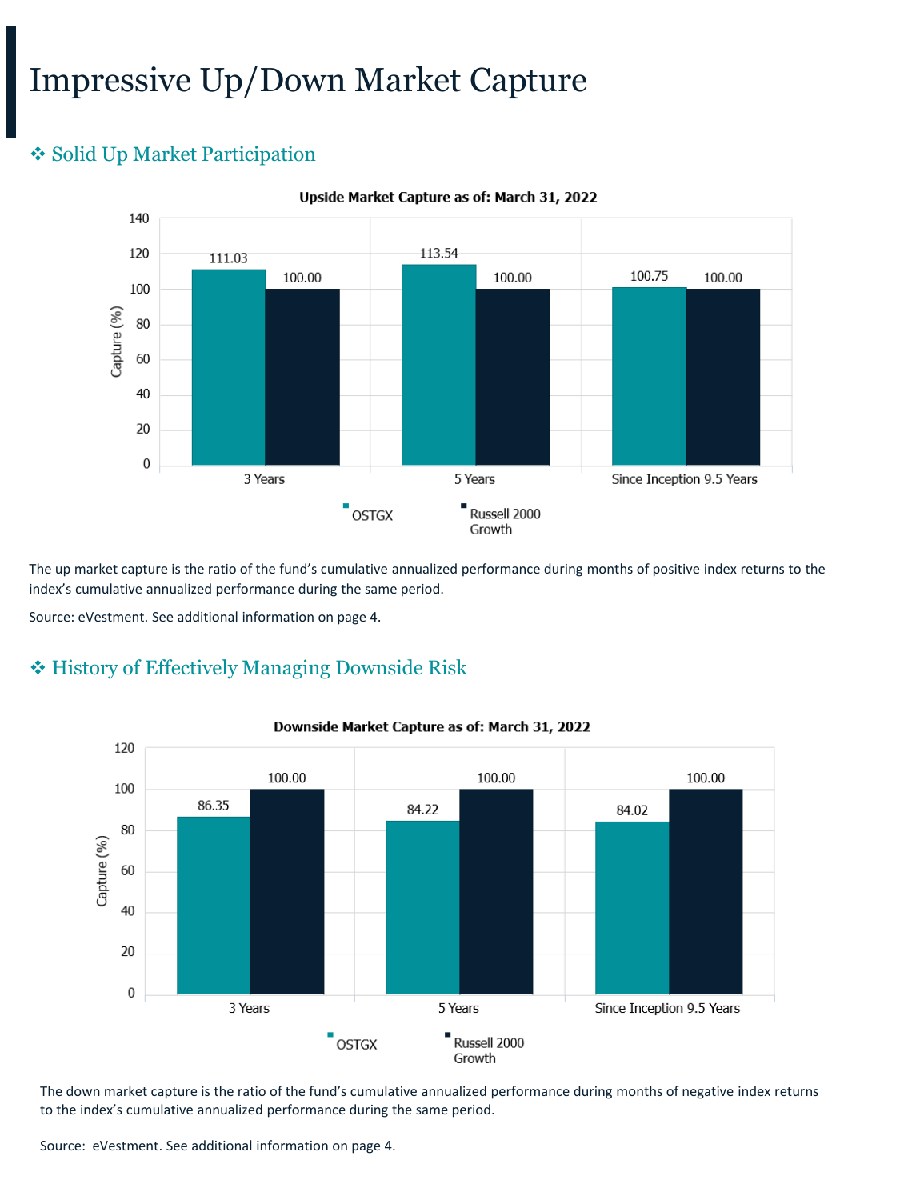# Impressive Up/Down Market Capture

## ❖ Solid Up Market Participation

**Upside Market Capture as of: March 31, 2022**

| Capture (%) | OSTGX | Russell 2000 Growth |
|---|---|---|
| 3 Years | 111.03 | 100.00 |
| 5 Years | 113.54 | 100.00 |
| Since Inception 9.5 Years | 100.75 | 100.00 |

The up market capture is the ratio of the fund's cumulative annualized performance during months of positive index returns to the index's cumulative annualized performance during the same period.

Source: eVestment. See additional information on page 4.

## ❖ History of Effectively Managing Downside Risk

**Downside Market Capture as of: March 31, 2022**

| Capture (%) | OSTGX | Russell 2000 Growth |
|---|---|---|
| 3 Years | 86.35 | 100.00 |
| 5 Years | 84.22 | 100.00 |
| Since Inception 9.5 Years | 84.02 | 100.00 |

The down market capture is the ratio of the fund's cumulative annualized performance during months of negative index returns to the index's cumulative annualized performance during the same period.

Source: eVestment. See additional information on page 4.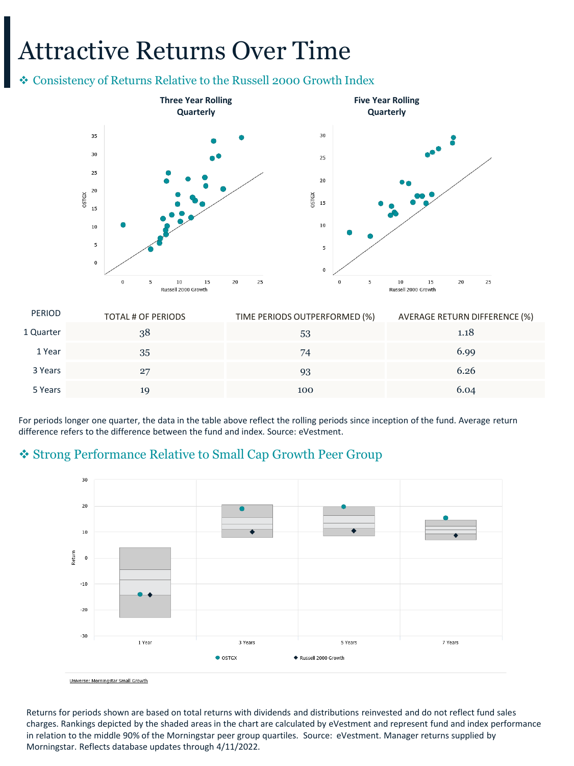# Attractive Returns Over Time

## ❖ Consistency of Returns Relative to the Russell 2000 Growth Index

**Three Year Rolling Quarterly**

**Five Year Rolling Quarterly**

| PERIOD | TOTAL # OF PERIODS | TIME PERIODS OUTPERFORMED (%) | AVERAGE RETURN DIFFERENCE (%) |
|---|---|---|---|
| 1 Quarter | 38 | 53 | 1.18 |
| 1 Year | 35 | 74 | 6.99 |
| 3 Years | 27 | 93 | 6.26 |
| 5 Years | 19 | 100 | 6.04 |

For periods longer one quarter, the data in the table above reflect the rolling periods since inception of the fund. Average return difference refers to the difference between the fund and index. Source: eVestment.

## ❖ Strong Performance Relative to Small Cap Growth Peer Group

Universe: Morningstar Small Growth

Returns for periods shown are based on total returns with dividends and distributions reinvested and do not reflect fund sales charges. Rankings depicted by the shaded areas in the chart are calculated by eVestment and represent fund and index performance in relation to the middle 90% of the Morningstar peer group quartiles. Source: eVestment. Manager returns supplied by Morningstar. Reflects database updates through 4/11/2022.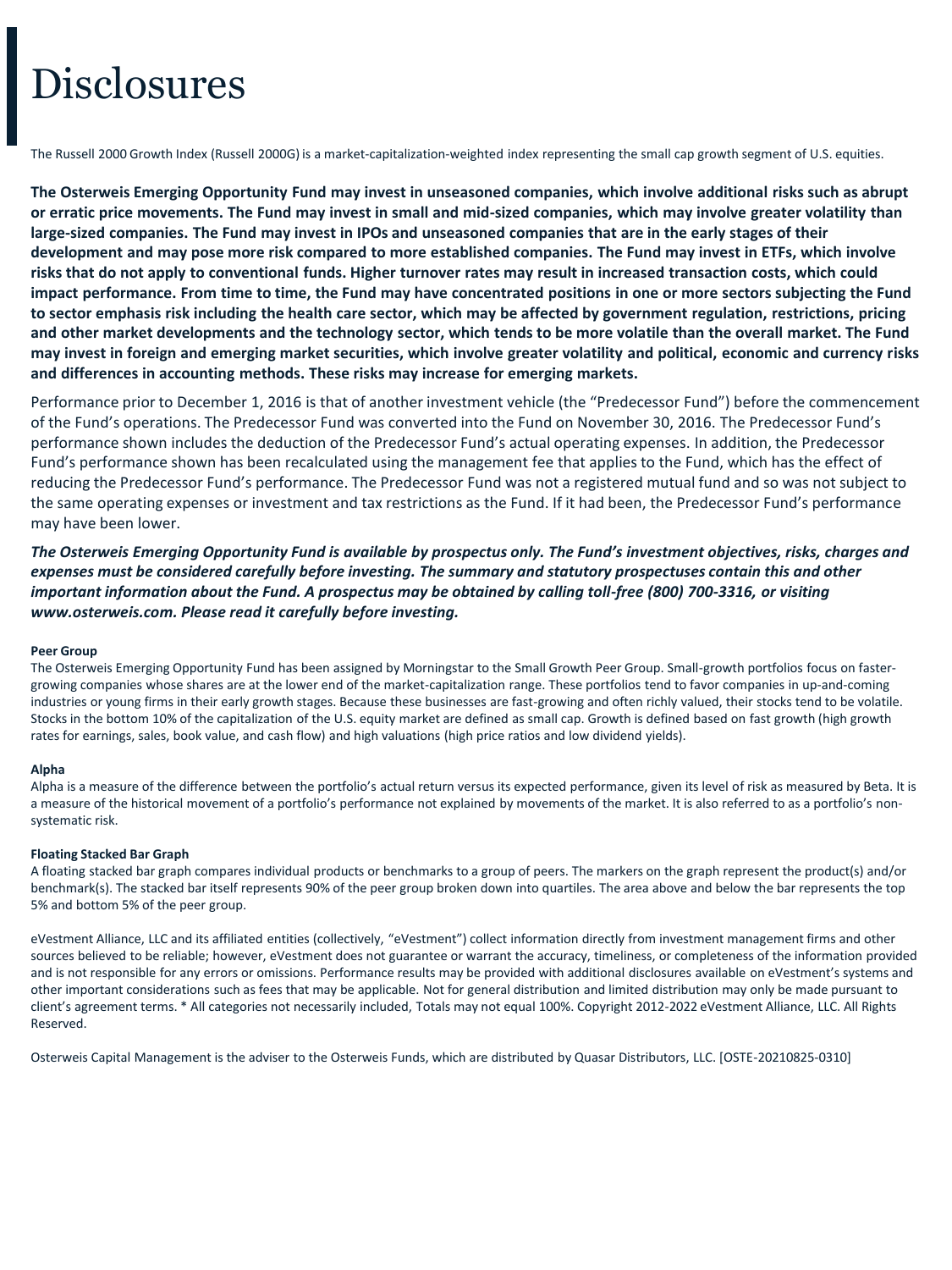# Disclosures

The Russell 2000 Growth Index (Russell 2000G) is a market-capitalization-weighted index representing the small cap growth segment of U.S. equities.

**The Osterweis Emerging Opportunity Fund may invest in unseasoned companies, which involve additional risks such as abrupt or erratic price movements. The Fund may invest in small and mid-sized companies, which may involve greater volatility than large-sized companies. The Fund may invest in IPOs and unseasoned companies that are in the early stages of their development and may pose more risk compared to more established companies. The Fund may invest in ETFs, which involve risks that do not apply to conventional funds. Higher turnover rates may result in increased transaction costs, which could impact performance. From time to time, the Fund may have concentrated positions in one or more sectors subjecting the Fund to sector emphasis risk including the health care sector, which may be affected by government regulation, restrictions, pricing and other market developments and the technology sector, which tends to be more volatile than the overall market. The Fund may invest in foreign and emerging market securities, which involve greater volatility and political, economic and currency risks and differences in accounting methods. These risks may increase for emerging markets.**

Performance prior to December 1, 2016 is that of another investment vehicle (the "Predecessor Fund") before the commencement of the Fund's operations. The Predecessor Fund was converted into the Fund on November 30, 2016. The Predecessor Fund's performance shown includes the deduction of the Predecessor Fund's actual operating expenses. In addition, the Predecessor Fund's performance shown has been recalculated using the management fee that applies to the Fund, which has the effect of reducing the Predecessor Fund's performance. The Predecessor Fund was not a registered mutual fund and so was not subject to the same operating expenses or investment and tax restrictions as the Fund. If it had been, the Predecessor Fund's performance may have been lower.

***The Osterweis Emerging Opportunity Fund is available by prospectus only. The Fund's investment objectives, risks, charges and expenses must be considered carefully before investing. The summary and statutory prospectuses contain this and other important information about the Fund. A prospectus may be obtained by calling toll-free (800) 700-3316, or visiting www.osterweis.com. Please read it carefully before investing.***

**Peer Group**

The Osterweis Emerging Opportunity Fund has been assigned by Morningstar to the Small Growth Peer Group. Small-growth portfolios focus on faster-growing companies whose shares are at the lower end of the market-capitalization range. These portfolios tend to favor companies in up-and-coming industries or young firms in their early growth stages. Because these businesses are fast-growing and often richly valued, their stocks tend to be volatile. Stocks in the bottom 10% of the capitalization of the U.S. equity market are defined as small cap. Growth is defined based on fast growth (high growth rates for earnings, sales, book value, and cash flow) and high valuations (high price ratios and low dividend yields).

**Alpha**

Alpha is a measure of the difference between the portfolio's actual return versus its expected performance, given its level of risk as measured by Beta. It is a measure of the historical movement of a portfolio's performance not explained by movements of the market. It is also referred to as a portfolio's non-systematic risk.

**Floating Stacked Bar Graph**

A floating stacked bar graph compares individual products or benchmarks to a group of peers. The markers on the graph represent the product(s) and/or benchmark(s). The stacked bar itself represents 90% of the peer group broken down into quartiles. The area above and below the bar represents the top 5% and bottom 5% of the peer group.

eVestment Alliance, LLC and its affiliated entities (collectively, "eVestment") collect information directly from investment management firms and other sources believed to be reliable; however, eVestment does not guarantee or warrant the accuracy, timeliness, or completeness of the information provided and is not responsible for any errors or omissions. Performance results may be provided with additional disclosures available on eVestment's systems and other important considerations such as fees that may be applicable. Not for general distribution and limited distribution may only be made pursuant to client's agreement terms. * All categories not necessarily included, Totals may not equal 100%. Copyright 2012-2022 eVestment Alliance, LLC. All Rights Reserved.

Osterweis Capital Management is the adviser to the Osterweis Funds, which are distributed by Quasar Distributors, LLC. [OSTE-20210825-0310]